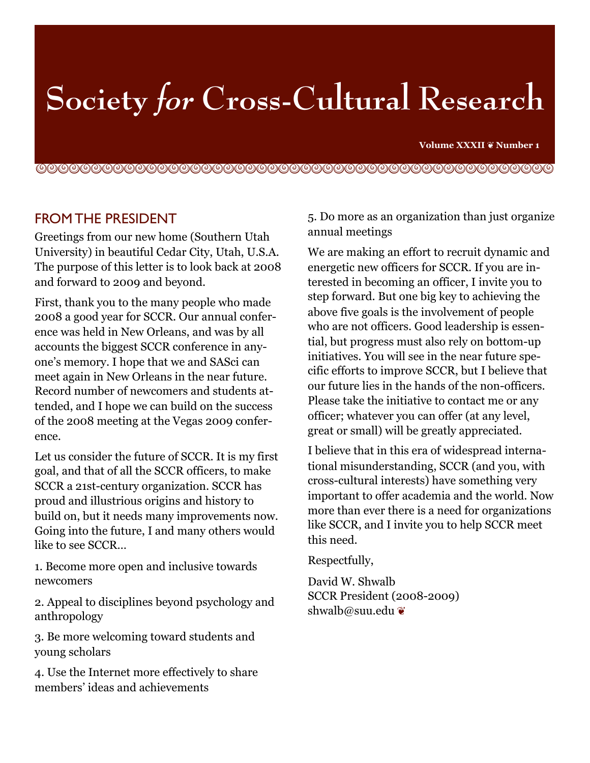# Society *for* Cross-Cultural Research

**Volume XXXII ❦ Number 1**

## FROM THE PRESIDENT

Greetings from our new home (Southern Utah University) in beautiful Cedar City, Utah, U.S.A. The purpose of this letter is to look back at 2008 and forward to 2009 and beyond.

First, thank you to the many people who made 2008 a good year for SCCR. Our annual conference was held in New Orleans, and was by all accounts the biggest SCCR conference in anyone's memory. I hope that we and SASci can meet again in New Orleans in the near future. Record number of newcomers and students attended, and I hope we can build on the success of the 2008 meeting at the Vegas 2009 conference.

Let us consider the future of SCCR. It is my first goal, and that of all the SCCR officers, to make SCCR a 21st-century organization. SCCR has proud and illustrious origins and history to build on, but it needs many improvements now. Going into the future, I and many others would like to see SCCR…

1. Become more open and inclusive towards newcomers

2. Appeal to disciplines beyond psychology and anthropology

3. Be more welcoming toward students and young scholars

4. Use the Internet more effectively to share members' ideas and achievements

5. Do more as an organization than just organize annual meetings

We are making an effort to recruit dynamic and energetic new officers for SCCR. If you are interested in becoming an officer, I invite you to step forward. But one big key to achieving the above five goals is the involvement of people who are not officers. Good leadership is essential, but progress must also rely on bottom-up initiatives. You will see in the near future specific efforts to improve SCCR, but I believe that our future lies in the hands of the non-officers. Please take the initiative to contact me or any officer; whatever you can offer (at any level, great or small) will be greatly appreciated.

I believe that in this era of widespread international misunderstanding, SCCR (and you, with cross-cultural interests) have something very important to offer academia and the world. Now more than ever there is a need for organizations like SCCR, and I invite you to help SCCR meet this need.

Respectfully,

David W. Shwalb
SCCR President (2008-2009)
shwalb@suu.edu ❦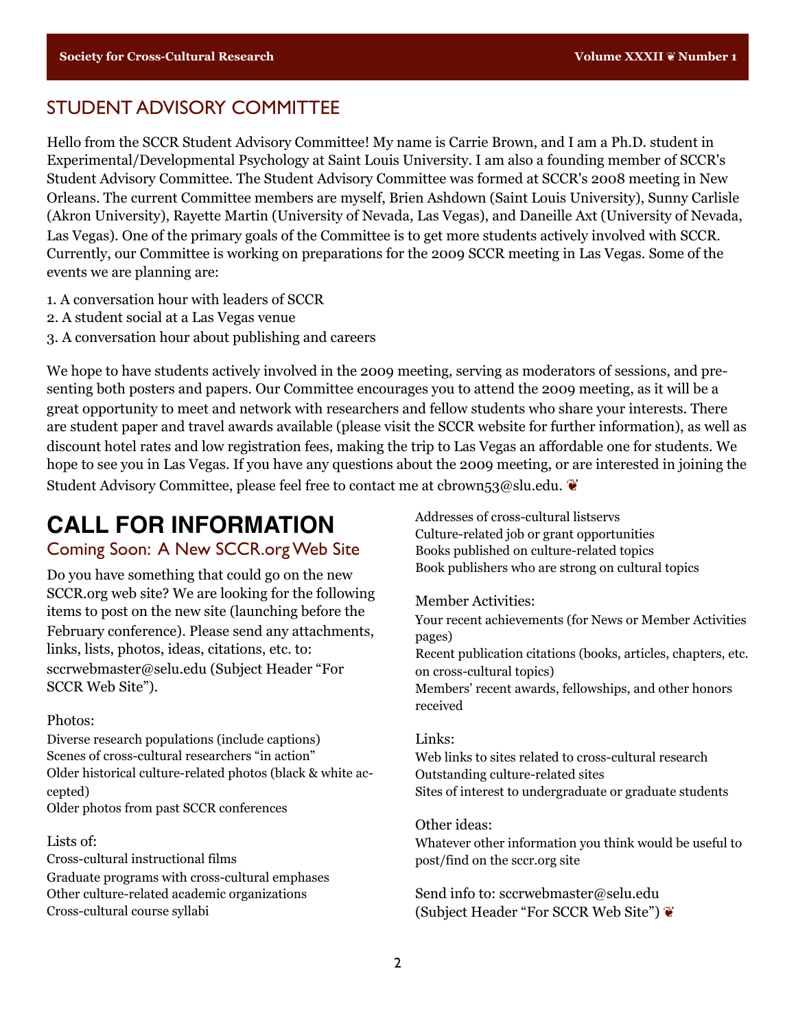## STUDENT ADVISORY COMMITTEE

Hello from the SCCR Student Advisory Committee! My name is Carrie Brown, and I am a Ph.D. student in Experimental/Developmental Psychology at Saint Louis University. I am also a founding member of SCCR's Student Advisory Committee. The Student Advisory Committee was formed at SCCR's 2008 meeting in New Orleans. The current Committee members are myself, Brien Ashdown (Saint Louis University), Sunny Carlisle (Akron University), Rayette Martin (University of Nevada, Las Vegas), and Daneille Axt (University of Nevada, Las Vegas). One of the primary goals of the Committee is to get more students actively involved with SCCR. Currently, our Committee is working on preparations for the 2009 SCCR meeting in Las Vegas. Some of the events we are planning are:

1. A conversation hour with leaders of SCCR
2. A student social at a Las Vegas venue
3. A conversation hour about publishing and careers

We hope to have students actively involved in the 2009 meeting, serving as moderators of sessions, and presenting both posters and papers. Our Committee encourages you to attend the 2009 meeting, as it will be a great opportunity to meet and network with researchers and fellow students who share your interests. There are student paper and travel awards available (please visit the SCCR website for further information), as well as discount hotel rates and low registration fees, making the trip to Las Vegas an affordable one for students. We hope to see you in Las Vegas. If you have any questions about the 2009 meeting, or are interested in joining the Student Advisory Committee, please feel free to contact me at cbrown53@slu.edu. ❦

# CALL FOR INFORMATION

### Coming Soon: A New SCCR.org Web Site

Do you have something that could go on the new SCCR.org web site? We are looking for the following items to post on the new site (launching before the February conference). Please send any attachments, links, lists, photos, ideas, citations, etc. to: sccrwebmaster@selu.edu (Subject Header "For SCCR Web Site").

Photos:
Diverse research populations (include captions)
Scenes of cross-cultural researchers "in action"
Older historical culture-related photos (black & white accepted)
Older photos from past SCCR conferences

Lists of:
Cross-cultural instructional films
Graduate programs with cross-cultural emphases
Other culture-related academic organizations
Cross-cultural course syllabi
Addresses of cross-cultural listservs
Culture-related job or grant opportunities
Books published on culture-related topics
Book publishers who are strong on cultural topics

Member Activities:
Your recent achievements (for News or Member Activities pages)
Recent publication citations (books, articles, chapters, etc. on cross-cultural topics)
Members' recent awards, fellowships, and other honors received

Links:
Web links to sites related to cross-cultural research
Outstanding culture-related sites
Sites of interest to undergraduate or graduate students

Other ideas:
Whatever other information you think would be useful to post/find on the sccr.org site

Send info to: sccrwebmaster@selu.edu
(Subject Header "For SCCR Web Site") ❦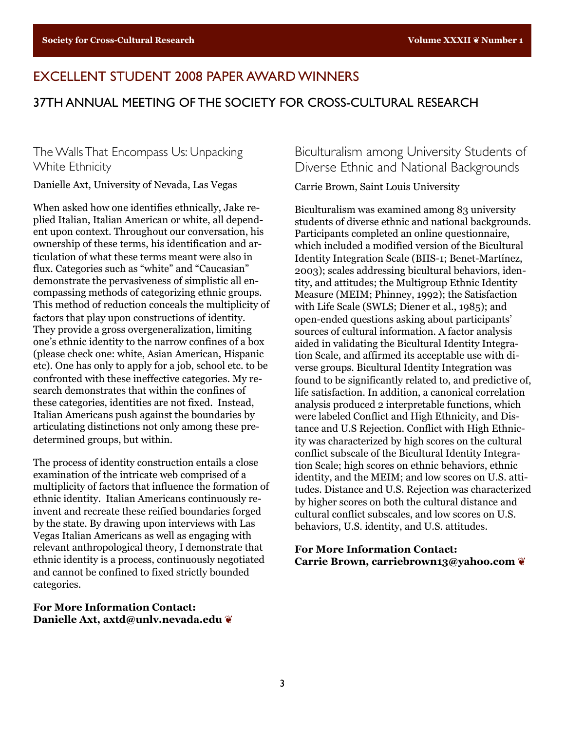# EXCELLENT STUDENT 2008 PAPER AWARD WINNERS

## 37TH ANNUAL MEETING OF THE SOCIETY FOR CROSS-CULTURAL RESEARCH

### The Walls That Encompass Us: Unpacking White Ethnicity

Danielle Axt, University of Nevada, Las Vegas

When asked how one identifies ethnically, Jake replied Italian, Italian American or white, all dependent upon context. Throughout our conversation, his ownership of these terms, his identification and articulation of what these terms meant were also in flux. Categories such as "white" and "Caucasian" demonstrate the pervasiveness of simplistic all encompassing methods of categorizing ethnic groups. This method of reduction conceals the multiplicity of factors that play upon constructions of identity. They provide a gross overgeneralization, limiting one's ethnic identity to the narrow confines of a box (please check one: white, Asian American, Hispanic etc). One has only to apply for a job, school etc. to be confronted with these ineffective categories. My research demonstrates that within the confines of these categories, identities are not fixed. Instead, Italian Americans push against the boundaries by articulating distinctions not only among these predetermined groups, but within.

The process of identity construction entails a close examination of the intricate web comprised of a multiplicity of factors that influence the formation of ethnic identity. Italian Americans continuously reinvent and recreate these reified boundaries forged by the state. By drawing upon interviews with Las Vegas Italian Americans as well as engaging with relevant anthropological theory, I demonstrate that ethnic identity is a process, continuously negotiated and cannot be confined to fixed strictly bounded categories.

**For More Information Contact:**
**Danielle Axt, axtd@unlv.nevada.edu** ❦

### Biculturalism among University Students of Diverse Ethnic and National Backgrounds

Carrie Brown, Saint Louis University

Biculturalism was examined among 83 university students of diverse ethnic and national backgrounds. Participants completed an online questionnaire, which included a modified version of the Bicultural Identity Integration Scale (BIIS-1; Benet-Martínez, 2003); scales addressing bicultural behaviors, identity, and attitudes; the Multigroup Ethnic Identity Measure (MEIM; Phinney, 1992); the Satisfaction with Life Scale (SWLS; Diener et al., 1985); and open-ended questions asking about participants' sources of cultural information. A factor analysis aided in validating the Bicultural Identity Integration Scale, and affirmed its acceptable use with diverse groups. Bicultural Identity Integration was found to be significantly related to, and predictive of, life satisfaction. In addition, a canonical correlation analysis produced 2 interpretable functions, which were labeled Conflict and High Ethnicity, and Distance and U.S Rejection. Conflict with High Ethnicity was characterized by high scores on the cultural conflict subscale of the Bicultural Identity Integration Scale; high scores on ethnic behaviors, ethnic identity, and the MEIM; and low scores on U.S. attitudes. Distance and U.S. Rejection was characterized by higher scores on both the cultural distance and cultural conflict subscales, and low scores on U.S. behaviors, U.S. identity, and U.S. attitudes.

**For More Information Contact:**
**Carrie Brown, carriebrown13@yahoo.com** ❦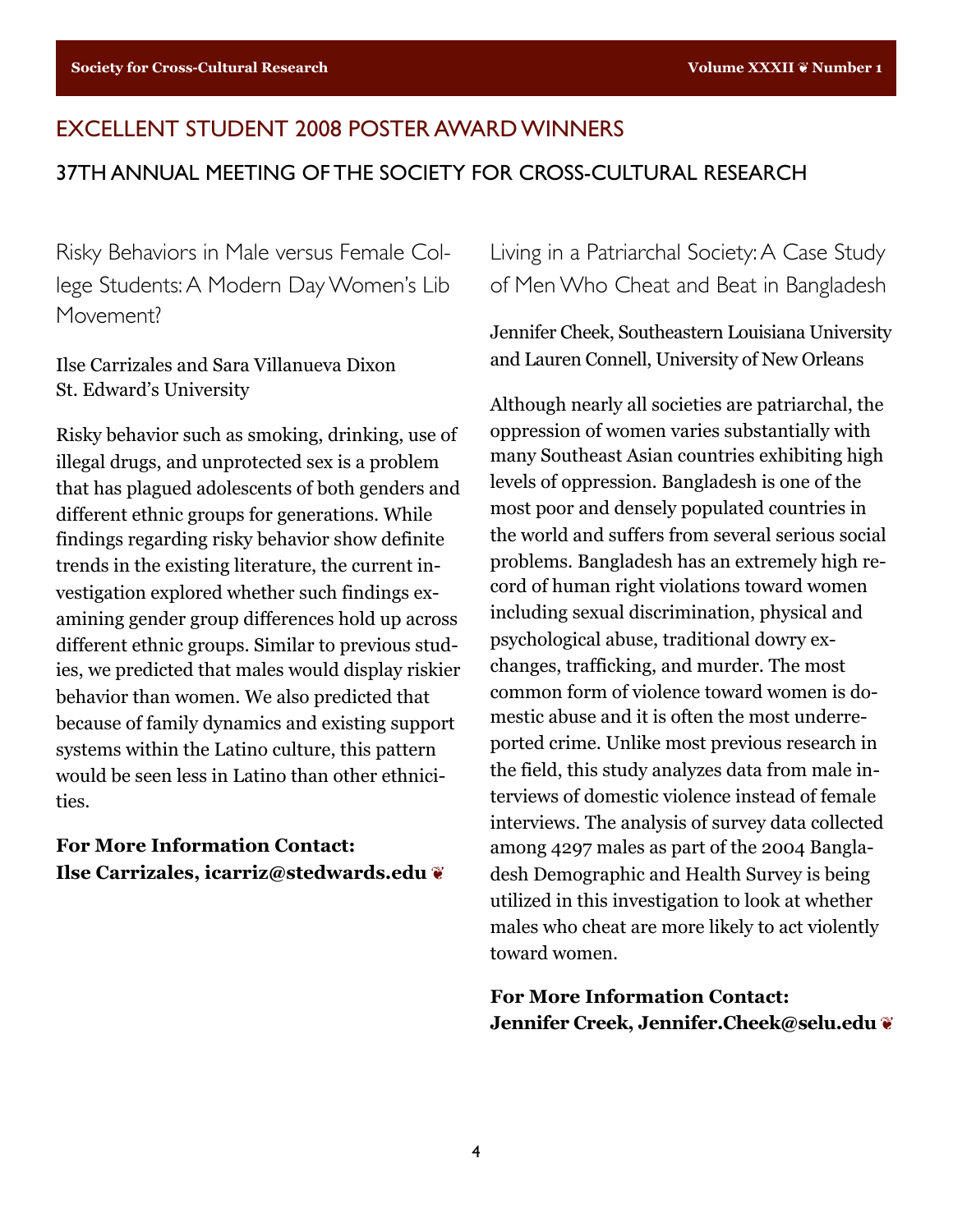# EXCELLENT STUDENT 2008 POSTER AWARD WINNERS

## 37TH ANNUAL MEETING OF THE SOCIETY FOR CROSS-CULTURAL RESEARCH

### Risky Behaviors in Male versus Female College Students: A Modern Day Women's Lib Movement?

Ilse Carrizales and Sara Villanueva Dixon
St. Edward's University

Risky behavior such as smoking, drinking, use of illegal drugs, and unprotected sex is a problem that has plagued adolescents of both genders and different ethnic groups for generations. While findings regarding risky behavior show definite trends in the existing literature, the current investigation explored whether such findings examining gender group differences hold up across different ethnic groups. Similar to previous studies, we predicted that males would display riskier behavior than women. We also predicted that because of family dynamics and existing support systems within the Latino culture, this pattern would be seen less in Latino than other ethnicities.

**For More Information Contact:**
**Ilse Carrizales, icarriz@stedwards.edu** ❦

### Living in a Patriarchal Society: A Case Study of Men Who Cheat and Beat in Bangladesh

Jennifer Cheek, Southeastern Louisiana University and Lauren Connell, University of New Orleans

Although nearly all societies are patriarchal, the oppression of women varies substantially with many Southeast Asian countries exhibiting high levels of oppression. Bangladesh is one of the most poor and densely populated countries in the world and suffers from several serious social problems. Bangladesh has an extremely high record of human right violations toward women including sexual discrimination, physical and psychological abuse, traditional dowry exchanges, trafficking, and murder. The most common form of violence toward women is domestic abuse and it is often the most underreported crime. Unlike most previous research in the field, this study analyzes data from male interviews of domestic violence instead of female interviews. The analysis of survey data collected among 4297 males as part of the 2004 Bangladesh Demographic and Health Survey is being utilized in this investigation to look at whether males who cheat are more likely to act violently toward women.

**For More Information Contact:**
**Jennifer Creek, Jennifer.Cheek@selu.edu** ❦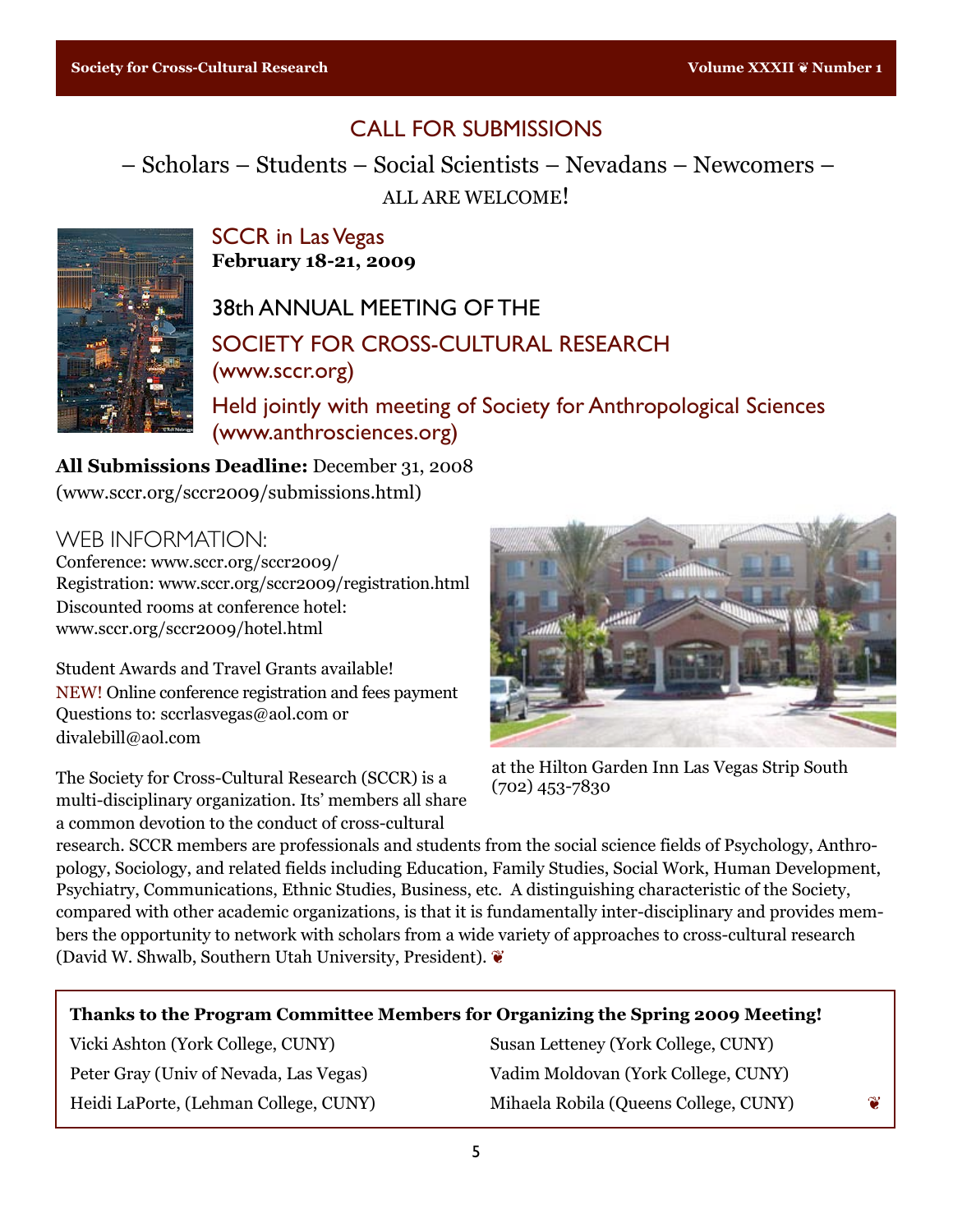## CALL FOR SUBMISSIONS

– Scholars – Students – Social Scientists – Nevadans – Newcomers –

ALL ARE WELCOME!

### SCCR in Las Vegas

**February 18-21, 2009**

### 38th ANNUAL MEETING OF THE

### SOCIETY FOR CROSS-CULTURAL RESEARCH

(www.sccr.org)

Held jointly with meeting of Society for Anthropological Sciences (www.anthrosciences.org)

**All Submissions Deadline:** December 31, 2008 (www.sccr.org/sccr2009/submissions.html)

### WEB INFORMATION:

Conference: www.sccr.org/sccr2009/
Registration: www.sccr.org/sccr2009/registration.html
Discounted rooms at conference hotel:
www.sccr.org/sccr2009/hotel.html

Student Awards and Travel Grants available!
NEW! Online conference registration and fees payment
Questions to: sccrlasvegas@aol.com or divalebill@aol.com

at the Hilton Garden Inn Las Vegas Strip South (702) 453-7830

The Society for Cross-Cultural Research (SCCR) is a multi-disciplinary organization. Its' members all share a common devotion to the conduct of cross-cultural research. SCCR members are professionals and students from the social science fields of Psychology, Anthropology, Sociology, and related fields including Education, Family Studies, Social Work, Human Development, Psychiatry, Communications, Ethnic Studies, Business, etc. A distinguishing characteristic of the Society, compared with other academic organizations, is that it is fundamentally inter-disciplinary and provides members the opportunity to network with scholars from a wide variety of approaches to cross-cultural research (David W. Shwalb, Southern Utah University, President). ❦

**Thanks to the Program Committee Members for Organizing the Spring 2009 Meeting!**

Vicki Ashton (York College, CUNY)
Peter Gray (Univ of Nevada, Las Vegas)
Heidi LaPorte, (Lehman College, CUNY)
Susan Letteney (York College, CUNY)
Vadim Moldovan (York College, CUNY)
Mihaela Robila (Queens College, CUNY) ❦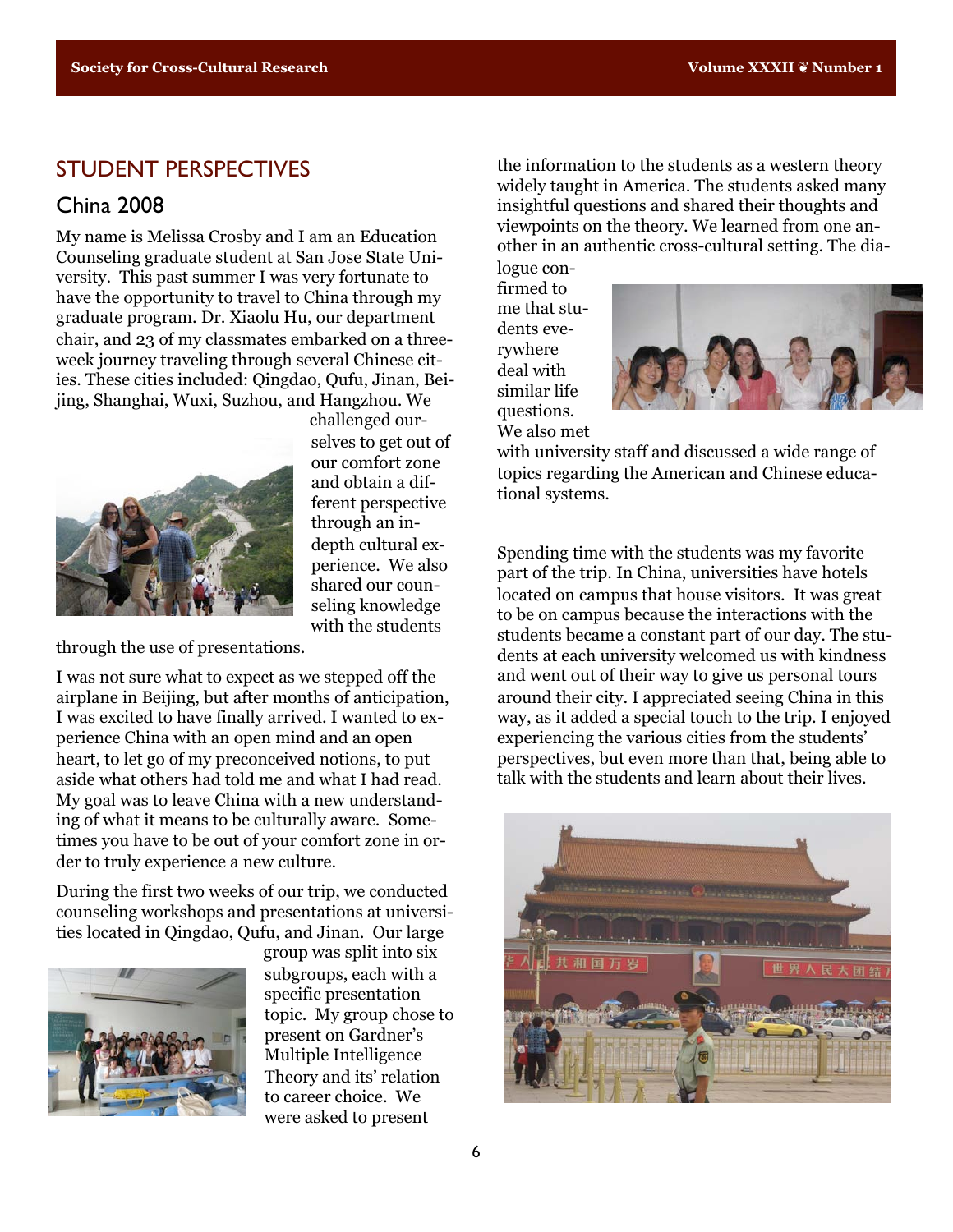## STUDENT PERSPECTIVES

### China 2008

My name is Melissa Crosby and I am an Education Counseling graduate student at San Jose State University. This past summer I was very fortunate to have the opportunity to travel to China through my graduate program. Dr. Xiaolu Hu, our department chair, and 23 of my classmates embarked on a three-week journey traveling through several Chinese cities. These cities included: Qingdao, Qufu, Jinan, Beijing, Shanghai, Wuxi, Suzhou, and Hangzhou. We challenged ourselves to get out of our comfort zone and obtain a different perspective through an in-depth cultural experience. We also shared our counseling knowledge with the students through the use of presentations.

I was not sure what to expect as we stepped off the airplane in Beijing, but after months of anticipation, I was excited to have finally arrived. I wanted to experience China with an open mind and an open heart, to let go of my preconceived notions, to put aside what others had told me and what I had read. My goal was to leave China with a new understanding of what it means to be culturally aware. Sometimes you have to be out of your comfort zone in order to truly experience a new culture.

During the first two weeks of our trip, we conducted counseling workshops and presentations at universities located in Qingdao, Qufu, and Jinan. Our large group was split into six subgroups, each with a specific presentation topic. My group chose to present on Gardner's Multiple Intelligence Theory and its' relation to career choice. We were asked to present the information to the students as a western theory widely taught in America. The students asked many insightful questions and shared their thoughts and viewpoints on the theory. We learned from one another in an authentic cross-cultural setting. The dialogue confirmed to me that students everywhere deal with similar life questions. We also met with university staff and discussed a wide range of topics regarding the American and Chinese educational systems.

Spending time with the students was my favorite part of the trip. In China, universities have hotels located on campus that house visitors. It was great to be on campus because the interactions with the students became a constant part of our day. The students at each university welcomed us with kindness and went out of their way to give us personal tours around their city. I appreciated seeing China in this way, as it added a special touch to the trip. I enjoyed experiencing the various cities from the students' perspectives, but even more than that, being able to talk with the students and learn about their lives.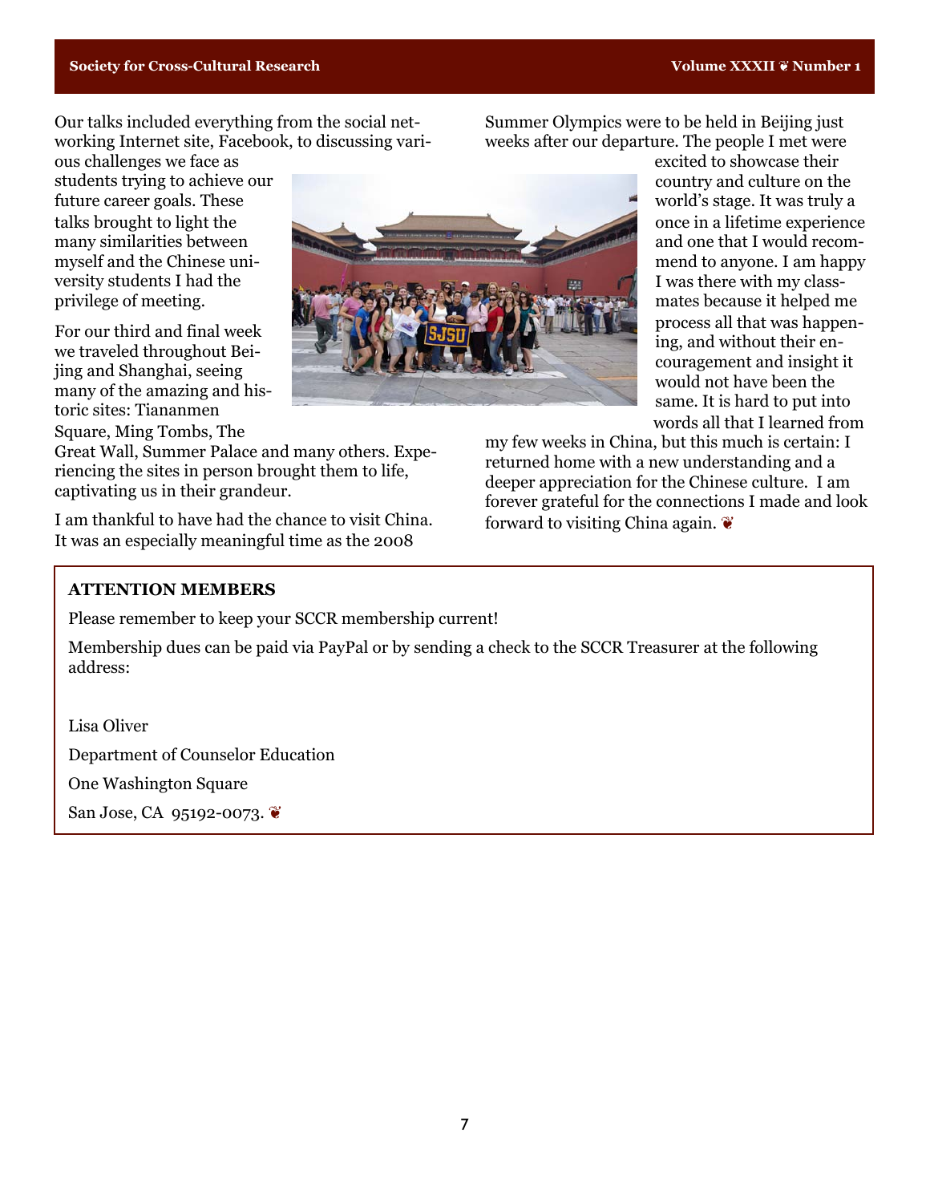Our talks included everything from the social networking Internet site, Facebook, to discussing various challenges we face as students trying to achieve our future career goals. These talks brought to light the many similarities between myself and the Chinese university students I had the privilege of meeting.

For our third and final week we traveled throughout Beijing and Shanghai, seeing many of the amazing and historic sites: Tiananmen Square, Ming Tombs, The Great Wall, Summer Palace and many others. Experiencing the sites in person brought them to life, captivating us in their grandeur.

I am thankful to have had the chance to visit China. It was an especially meaningful time as the 2008 Summer Olympics were to be held in Beijing just weeks after our departure. The people I met were excited to showcase their country and culture on the world's stage. It was truly a once in a lifetime experience and one that I would recommend to anyone. I am happy I was there with my classmates because it helped me process all that was happening, and without their encouragement and insight it would not have been the same. It is hard to put into words all that I learned from my few weeks in China, but this much is certain: I returned home with a new understanding and a deeper appreciation for the Chinese culture. I am forever grateful for the connections I made and look forward to visiting China again. ❦

**ATTENTION MEMBERS**

Please remember to keep your SCCR membership current!

Membership dues can be paid via PayPal or by sending a check to the SCCR Treasurer at the following address:

Lisa Oliver

Department of Counselor Education

One Washington Square

San Jose, CA 95192-0073. ❦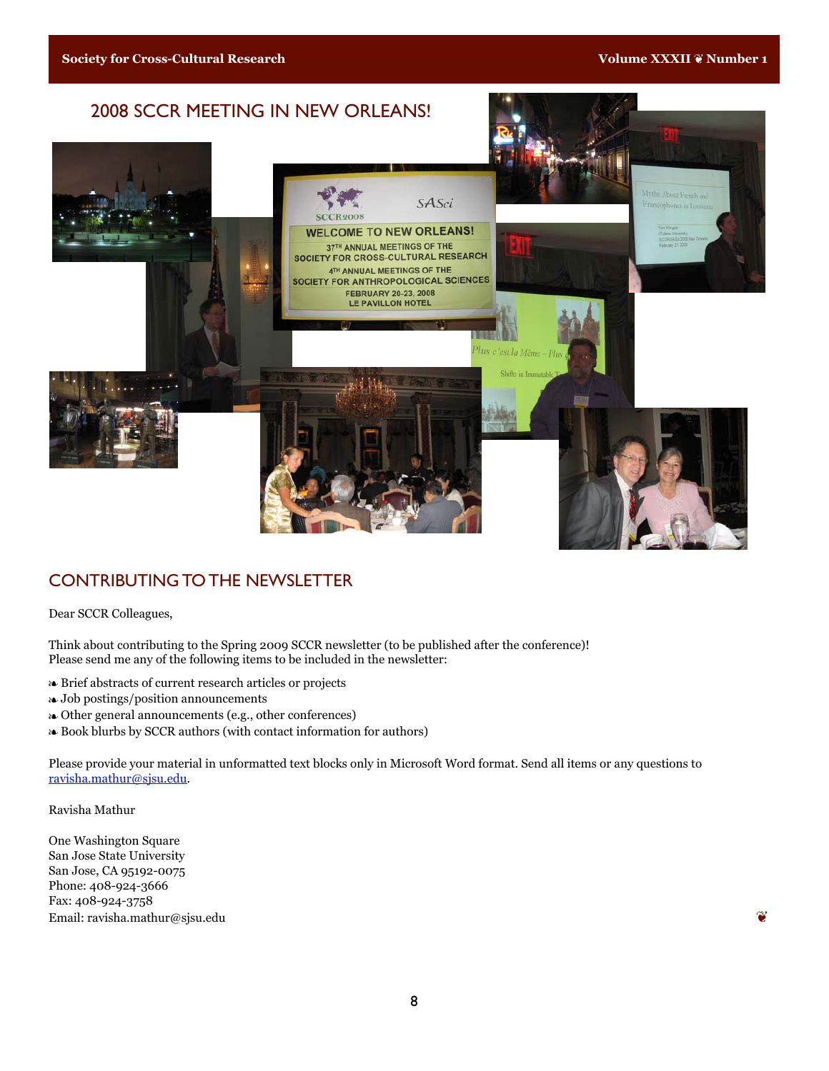## 2008 SCCR MEETING IN NEW ORLEANS!

## CONTRIBUTING TO THE NEWSLETTER

Dear SCCR Colleagues,

Think about contributing to the Spring 2009 SCCR newsletter (to be published after the conference)! Please send me any of the following items to be included in the newsletter:

- Brief abstracts of current research articles or projects
- Job postings/position announcements
- Other general announcements (e.g., other conferences)
- Book blurbs by SCCR authors (with contact information for authors)

Please provide your material in unformatted text blocks only in Microsoft Word format. Send all items or any questions to ravisha.mathur@sjsu.edu.

Ravisha Mathur

One Washington Square
San Jose State University
San Jose, CA 95192-0075
Phone: 408-924-3666
Fax: 408-924-3758
Email: ravisha.mathur@sjsu.edu